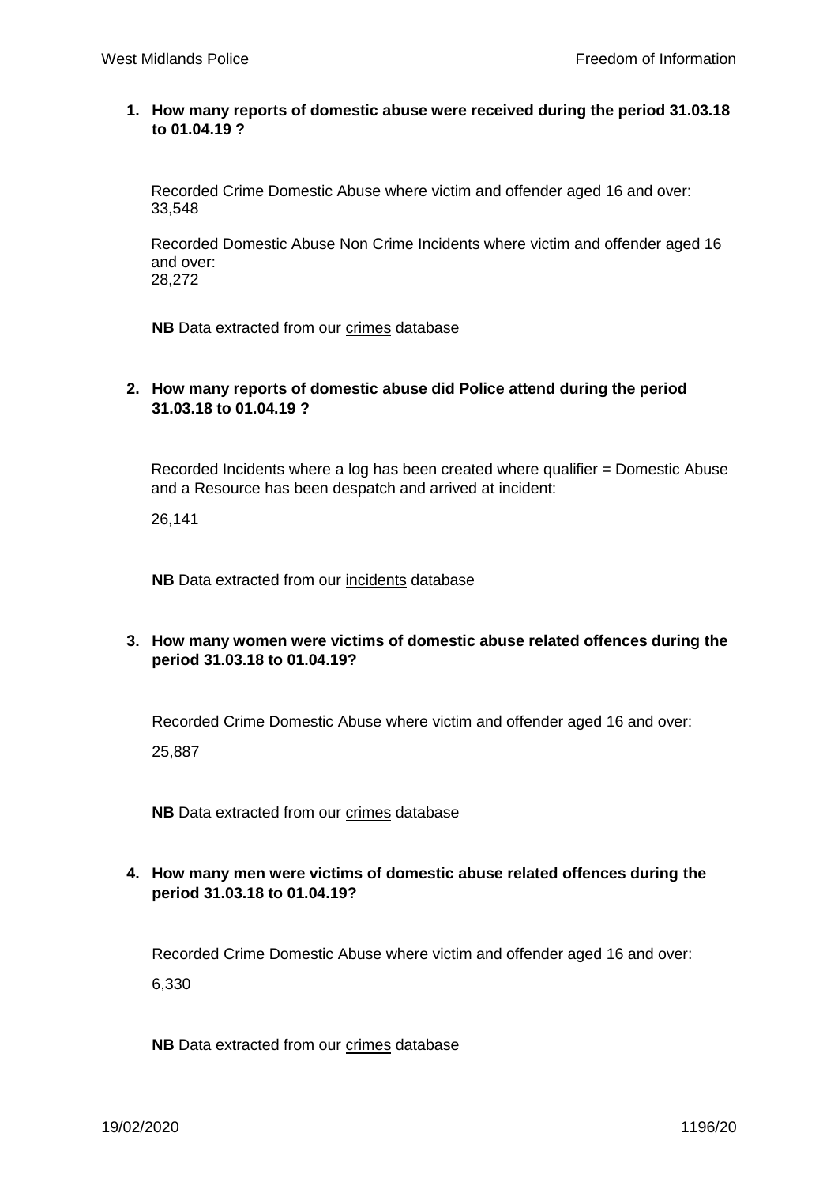1. **How many reports of domestic abuse were received during the period 31.03.18 to 01.04.19 ?**

   Recorded Crime Domestic Abuse where victim and offender aged 16 and over:
   33,548

   Recorded Domestic Abuse Non Crime Incidents where victim and offender aged 16 and over:
   28,272

   **NB** Data extracted from our crimes database

2. **How many reports of domestic abuse did Police attend during the period 31.03.18 to 01.04.19 ?**

   Recorded Incidents where a log has been created where qualifier = Domestic Abuse and a Resource has been despatch and arrived at incident:

   26,141

   **NB** Data extracted from our incidents database

3. **How many women were victims of domestic abuse related offences during the period 31.03.18 to 01.04.19?**

   Recorded Crime Domestic Abuse where victim and offender aged 16 and over:

   25,887

   **NB** Data extracted from our crimes database

4. **How many men were victims of domestic abuse related offences during the period 31.03.18 to 01.04.19?**

   Recorded Crime Domestic Abuse where victim and offender aged 16 and over:

   6,330

   **NB** Data extracted from our crimes database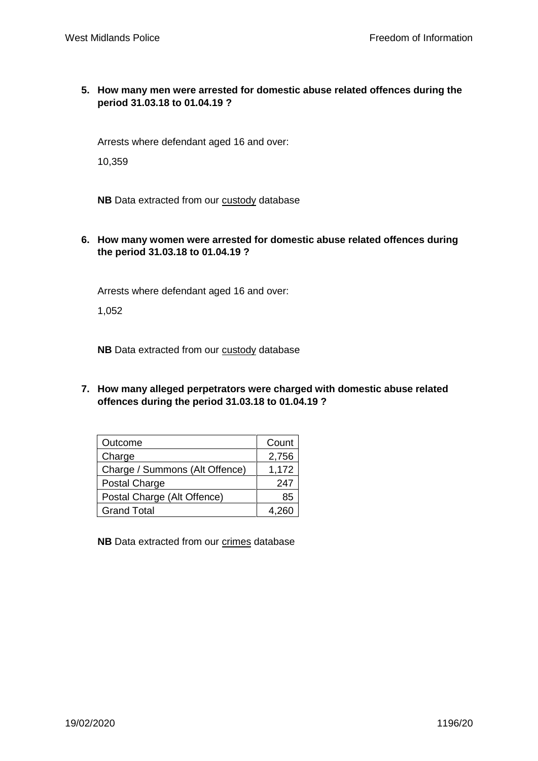**5. How many men were arrested for domestic abuse related offences during the period 31.03.18 to 01.04.19 ?**

Arrests where defendant aged 16 and over:

10,359

**NB** Data extracted from our custody database

**6. How many women were arrested for domestic abuse related offences during the period 31.03.18 to 01.04.19 ?**

Arrests where defendant aged 16 and over:

1,052

**NB** Data extracted from our custody database

**7. How many alleged perpetrators were charged with domestic abuse related offences during the period 31.03.18 to 01.04.19 ?**

| Outcome | Count |
|---|---|
| Charge | 2,756 |
| Charge / Summons (Alt Offence) | 1,172 |
| Postal Charge | 247 |
| Postal Charge (Alt Offence) | 85 |
| Grand Total | 4,260 |

**NB** Data extracted from our crimes database